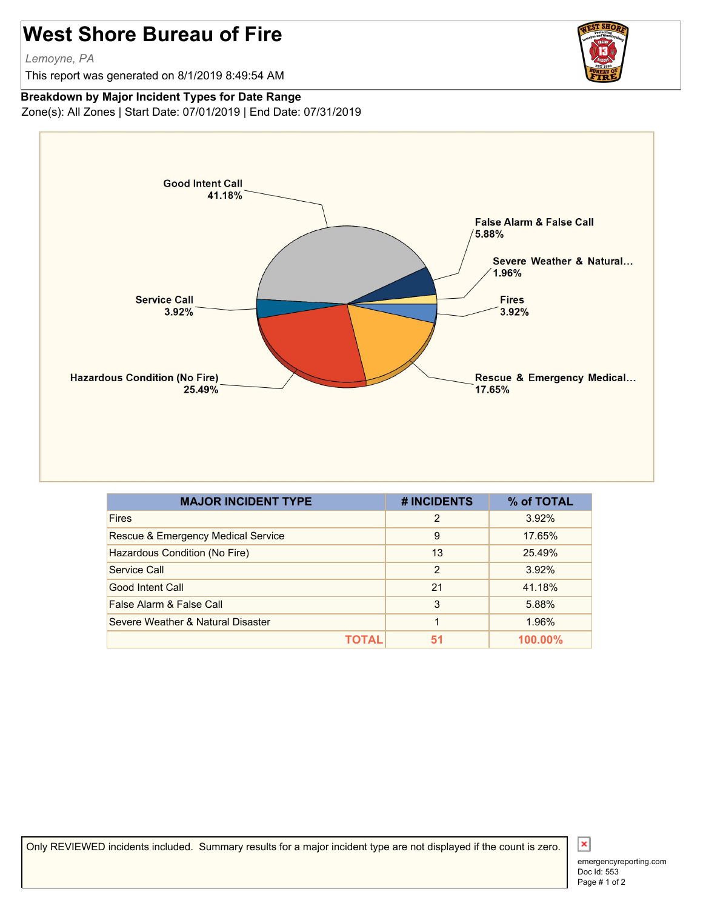# West Shore Bureau of Fire

*Lemoyne, PA*

This report was generated on 8/1/2019 8:49:54 AM

**Breakdown by Major Incident Types for Date Range**

Zone(s): All Zones | Start Date: 07/01/2019 | End Date: 07/31/2019

Good Intent Call 41.18%

False Alarm & False Call 5.88%

Severe Weather & Natural... 1.96%

Fires 3.92%

Rescue & Emergency Medical... 17.65%

Hazardous Condition (No Fire) 25.49%

Service Call 3.92%

| MAJOR INCIDENT TYPE | # INCIDENTS | % of TOTAL |
|---|---|---|
| Fires | 2 | 3.92% |
| Rescue & Emergency Medical Service | 9 | 17.65% |
| Hazardous Condition (No Fire) | 13 | 25.49% |
| Service Call | 2 | 3.92% |
| Good Intent Call | 21 | 41.18% |
| False Alarm & False Call | 3 | 5.88% |
| Severe Weather & Natural Disaster | 1 | 1.96% |
| **TOTAL** | **51** | **100.00%** |

Only REVIEWED incidents included. Summary results for a major incident type are not displayed if the count is zero.

emergencyreporting.com
Doc Id: 553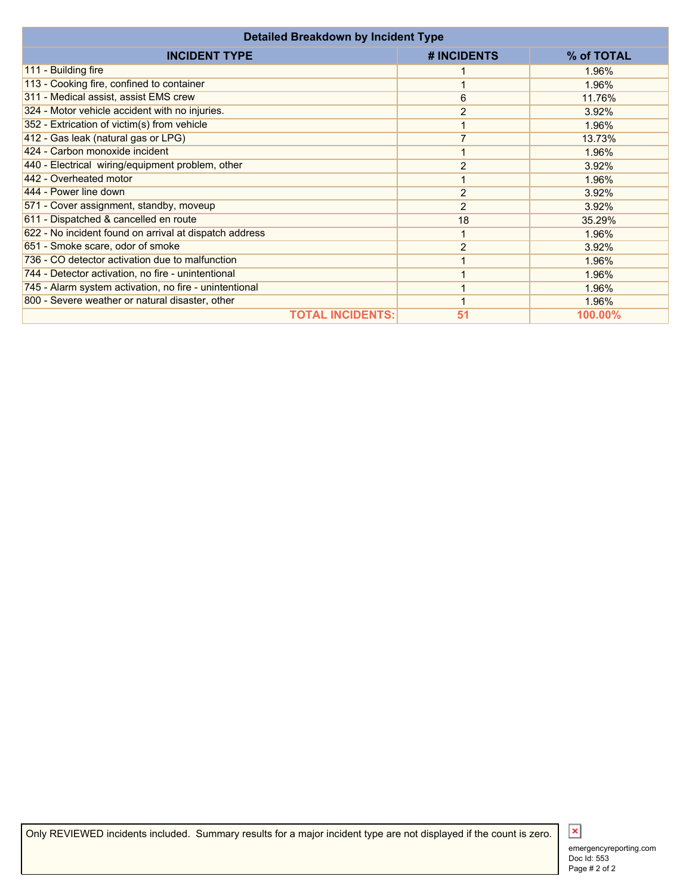| Detailed Breakdown by Incident Type | | |
|---|---|---|
| **INCIDENT TYPE** | **# INCIDENTS** | **% of TOTAL** |
| 111 - Building fire | 1 | 1.96% |
| 113 - Cooking fire, confined to container | 1 | 1.96% |
| 311 - Medical assist, assist EMS crew | 6 | 11.76% |
| 324 - Motor vehicle accident with no injuries. | 2 | 3.92% |
| 352 - Extrication of victim(s) from vehicle | 1 | 1.96% |
| 412 - Gas leak (natural gas or LPG) | 7 | 13.73% |
| 424 - Carbon monoxide incident | 1 | 1.96% |
| 440 - Electrical wiring/equipment problem, other | 2 | 3.92% |
| 442 - Overheated motor | 1 | 1.96% |
| 444 - Power line down | 2 | 3.92% |
| 571 - Cover assignment, standby, moveup | 2 | 3.92% |
| 611 - Dispatched & cancelled en route | 18 | 35.29% |
| 622 - No incident found on arrival at dispatch address | 1 | 1.96% |
| 651 - Smoke scare, odor of smoke | 2 | 3.92% |
| 736 - CO detector activation due to malfunction | 1 | 1.96% |
| 744 - Detector activation, no fire - unintentional | 1 | 1.96% |
| 745 - Alarm system activation, no fire - unintentional | 1 | 1.96% |
| 800 - Severe weather or natural disaster, other | 1 | 1.96% |
| **TOTAL INCIDENTS:** | **51** | **100.00%** |

Only REVIEWED incidents included. Summary results for a major incident type are not displayed if the count is zero.

emergencyreporting.com
Doc Id: 553